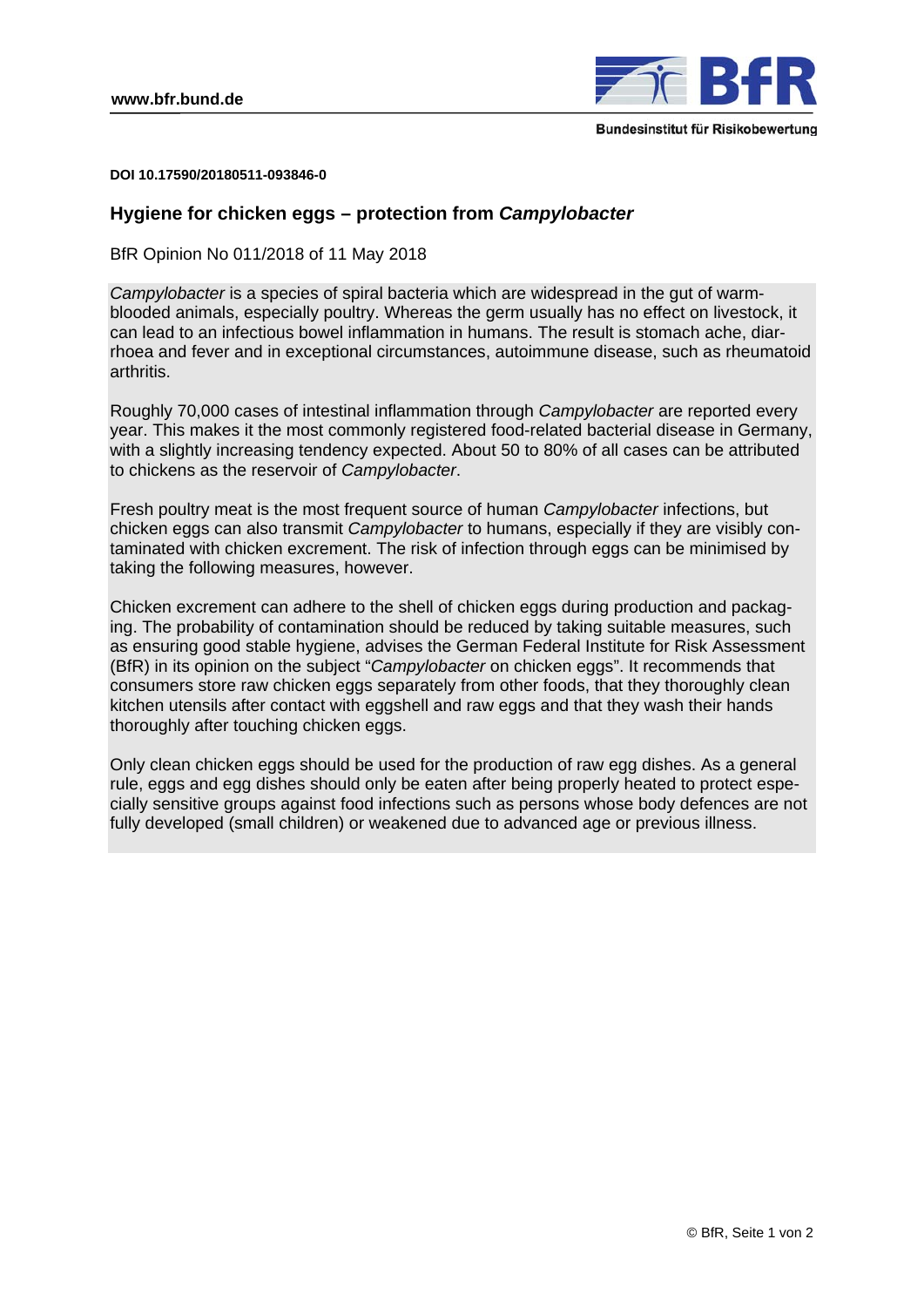DOI 10.17590/20180511-093846-0

# Hygiene for chicken eggs – protection from *Campylobacter*

BfR Opinion No 011/2018 of 11 May 2018

*Campylobacter* is a species of spiral bacteria which are widespread in the gut of warm-blooded animals, especially poultry. Whereas the germ usually has no effect on livestock, it can lead to an infectious bowel inflammation in humans. The result is stomach ache, diarrhoea and fever and in exceptional circumstances, autoimmune disease, such as rheumatoid arthritis.

Roughly 70,000 cases of intestinal inflammation through *Campylobacter* are reported every year. This makes it the most commonly registered food-related bacterial disease in Germany, with a slightly increasing tendency expected. About 50 to 80% of all cases can be attributed to chickens as the reservoir of *Campylobacter*.

Fresh poultry meat is the most frequent source of human *Campylobacter* infections, but chicken eggs can also transmit *Campylobacter* to humans, especially if they are visibly contaminated with chicken excrement. The risk of infection through eggs can be minimised by taking the following measures, however.

Chicken excrement can adhere to the shell of chicken eggs during production and packaging. The probability of contamination should be reduced by taking suitable measures, such as ensuring good stable hygiene, advises the German Federal Institute for Risk Assessment (BfR) in its opinion on the subject "*Campylobacter* on chicken eggs". It recommends that consumers store raw chicken eggs separately from other foods, that they thoroughly clean kitchen utensils after contact with eggshell and raw eggs and that they wash their hands thoroughly after touching chicken eggs.

Only clean chicken eggs should be used for the production of raw egg dishes. As a general rule, eggs and egg dishes should only be eaten after being properly heated to protect especially sensitive groups against food infections such as persons whose body defences are not fully developed (small children) or weakened due to advanced age or previous illness.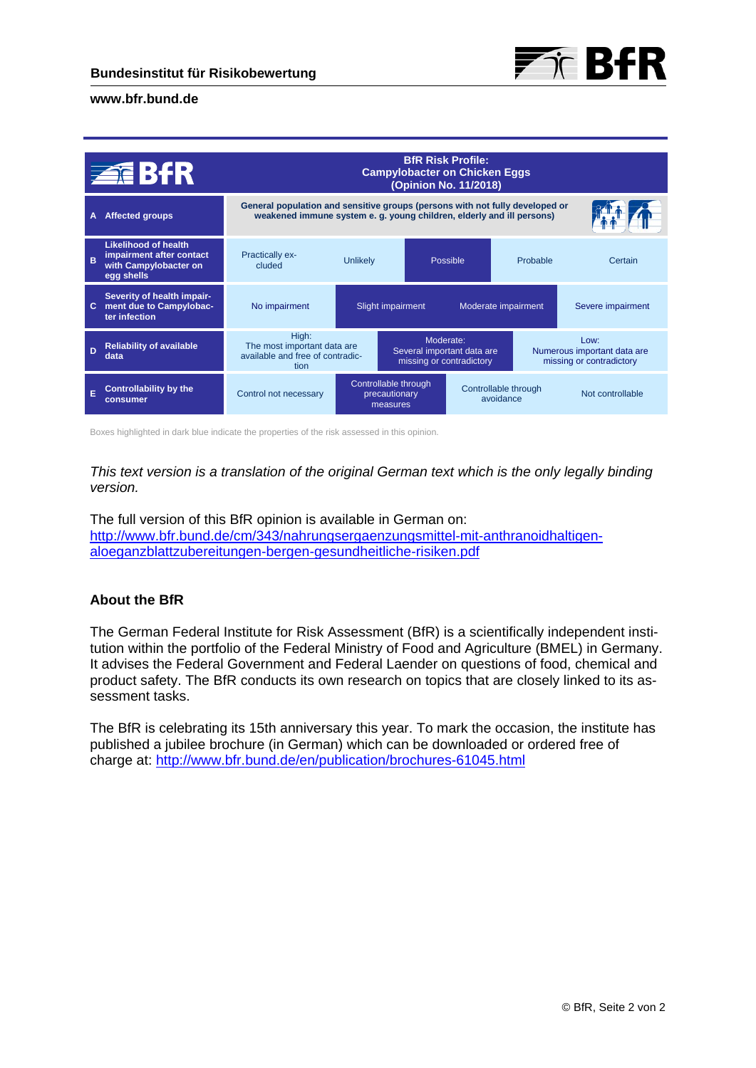| BfR | BfR Risk Profile: Campylobacter on Chicken Eggs (Opinion No. 11/2018) | | | | |
|---|---|---|---|---|---|
| A Affected groups | General population and sensitive groups (persons with not fully developed or weakened immune system e. g. young children, elderly and ill persons) | | | | |
| B Likelihood of health impairment after contact with Campylobacter on egg shells | Practically excluded | Unlikely | Possible | Probable | Certain |
| C Severity of health impairment due to Campylobacter infection | No impairment | Slight impairment | Moderate impairment | Severe impairment | |
| D Reliability of available data | High: The most important data are available and free of contradiction | Moderate: Several important data are missing or contradictory | Low: Numerous important data are missing or contradictory | | |
| E Controllability by the consumer | Control not necessary | Controllable through precautionary measures | Controllable through avoidance | Not controllable | |

Boxes highlighted in dark blue indicate the properties of the risk assessed in this opinion.

*This text version is a translation of the original German text which is the only legally binding version.*

The full version of this BfR opinion is available in German on:
http://www.bfr.bund.de/cm/343/nahrungsergaenzungsmittel-mit-anthranoidhaltigen-aloeganzblattzubereitungen-bergen-gesundheitliche-risiken.pdf

## About the BfR

The German Federal Institute for Risk Assessment (BfR) is a scientifically independent institution within the portfolio of the Federal Ministry of Food and Agriculture (BMEL) in Germany. It advises the Federal Government and Federal Laender on questions of food, chemical and product safety. The BfR conducts its own research on topics that are closely linked to its assessment tasks.

The BfR is celebrating its 15th anniversary this year. To mark the occasion, the institute has published a jubilee brochure (in German) which can be downloaded or ordered free of charge at: http://www.bfr.bund.de/en/publication/brochures-61045.html